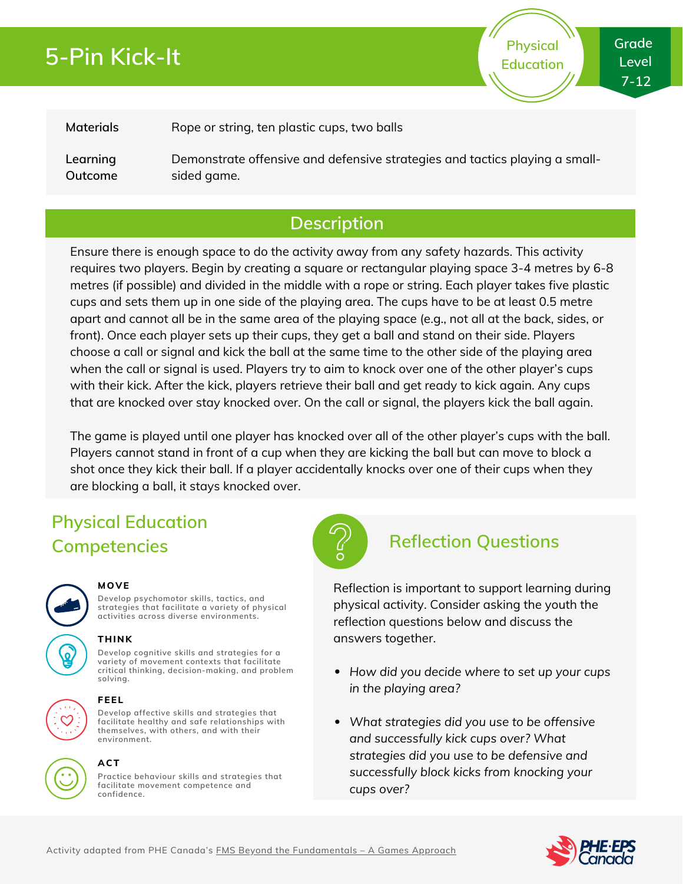# 5-Pin Kick-It

Physical Education

Grade Level 7-12

| Materials | Rope or string, ten plastic cups, two balls |
| --- | --- |
| Learning Outcome | Demonstrate offensive and defensive strategies and tactics playing a small-sided game. |

## Description

Ensure there is enough space to do the activity away from any safety hazards. This activity requires two players. Begin by creating a square or rectangular playing space 3-4 metres by 6-8 metres (if possible) and divided in the middle with a rope or string. Each player takes five plastic cups and sets them up in one side of the playing area. The cups have to be at least 0.5 metre apart and cannot all be in the same area of the playing space (e.g., not all at the back, sides, or front). Once each player sets up their cups, they get a ball and stand on their side. Players choose a call or signal and kick the ball at the same time to the other side of the playing area when the call or signal is used. Players try to aim to knock over one of the other player's cups with their kick. After the kick, players retrieve their ball and get ready to kick again. Any cups that are knocked over stay knocked over. On the call or signal, the players kick the ball again.

The game is played until one player has knocked over all of the other player's cups with the ball. Players cannot stand in front of a cup when they are kicking the ball but can move to block a shot once they kick their ball. If a player accidentally knocks over one of their cups when they are blocking a ball, it stays knocked over.

## Physical Education Competencies

**MOVE**
Develop psychomotor skills, tactics, and strategies that facilitate a variety of physical activities across diverse environments.

**THINK**
Develop cognitive skills and strategies for a variety of movement contexts that facilitate critical thinking, decision-making, and problem solving.

**FEEL**
Develop affective skills and strategies that facilitate healthy and safe relationships with themselves, with others, and with their environment.

**ACT**
Practice behaviour skills and strategies that facilitate movement competence and confidence.

## Reflection Questions

Reflection is important to support learning during physical activity. Consider asking the youth the reflection questions below and discuss the answers together.

- *How did you decide where to set up your cups in the playing area?*
- *What strategies did you use to be offensive and successfully kick cups over? What strategies did you use to be defensive and successfully block kicks from knocking your cups over?*

Activity adapted from PHE Canada's FMS Beyond the Fundamentals – A Games Approach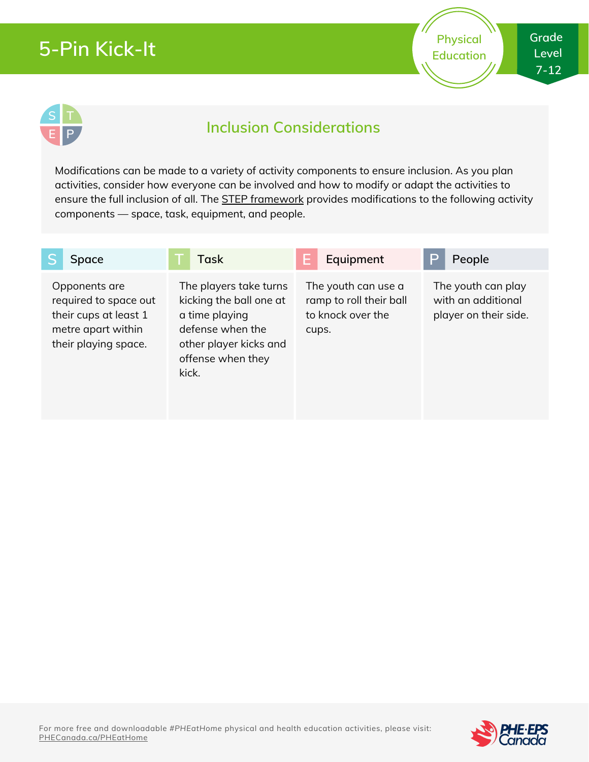# 5-Pin Kick-It

Physical Education

Grade Level 7-12

## Inclusion Considerations

Modifications can be made to a variety of activity components to ensure inclusion. As you plan activities, consider how everyone can be involved and how to modify or adapt the activities to ensure the full inclusion of all. The STEP framework provides modifications to the following activity components — space, task, equipment, and people.

| S Space | T Task | E Equipment | P People |
|---|---|---|---|
| Opponents are required to space out their cups at least 1 metre apart within their playing space. | The players take turns kicking the ball one at a time playing defense when the other player kicks and offense when they kick. | The youth can use a ramp to roll their ball to knock over the cups. | The youth can play with an additional player on their side. |

For more free and downloadable #PHEatHome physical and health education activities, please visit: PHECanada.ca/PHEatHome